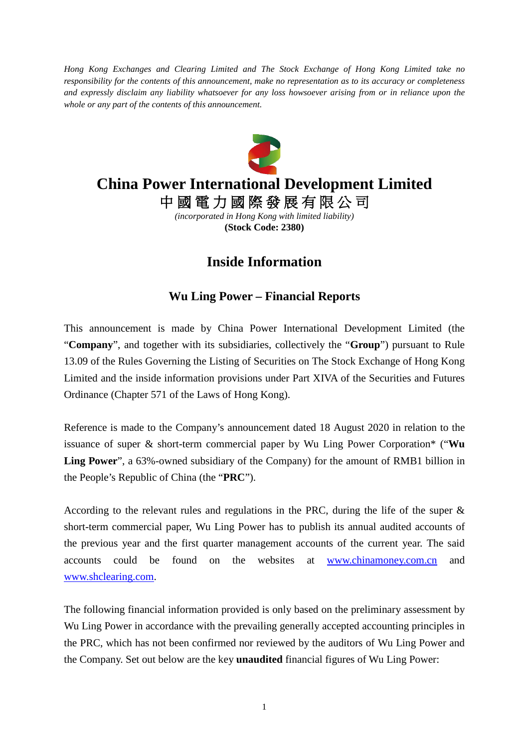*Hong Kong Exchanges and Clearing Limited and The Stock Exchange of Hong Kong Limited take no responsibility for the contents of this announcement, make no representation as to its accuracy or completeness and expressly disclaim any liability whatsoever for any loss howsoever arising from or in reliance upon the whole or any part of the contents of this announcement.*

# China Power International Development Limited

# 中國電力國際發展有限公司

*(incorporated in Hong Kong with limited liability)*

**(Stock Code: 2380)**

## Inside Information

### Wu Ling Power – Financial Reports

This announcement is made by China Power International Development Limited (the "**Company**", and together with its subsidiaries, collectively the "**Group**") pursuant to Rule 13.09 of the Rules Governing the Listing of Securities on The Stock Exchange of Hong Kong Limited and the inside information provisions under Part XIVA of the Securities and Futures Ordinance (Chapter 571 of the Laws of Hong Kong).

Reference is made to the Company's announcement dated 18 August 2020 in relation to the issuance of super & short-term commercial paper by Wu Ling Power Corporation* ("**Wu Ling Power**", a 63%-owned subsidiary of the Company) for the amount of RMB1 billion in the People's Republic of China (the "**PRC**").

According to the relevant rules and regulations in the PRC, during the life of the super & short-term commercial paper, Wu Ling Power has to publish its annual audited accounts of the previous year and the first quarter management accounts of the current year. The said accounts could be found on the websites at www.chinamoney.com.cn and www.shclearing.com.

The following financial information provided is only based on the preliminary assessment by Wu Ling Power in accordance with the prevailing generally accepted accounting principles in the PRC, which has not been confirmed nor reviewed by the auditors of Wu Ling Power and the Company. Set out below are the key **unaudited** financial figures of Wu Ling Power: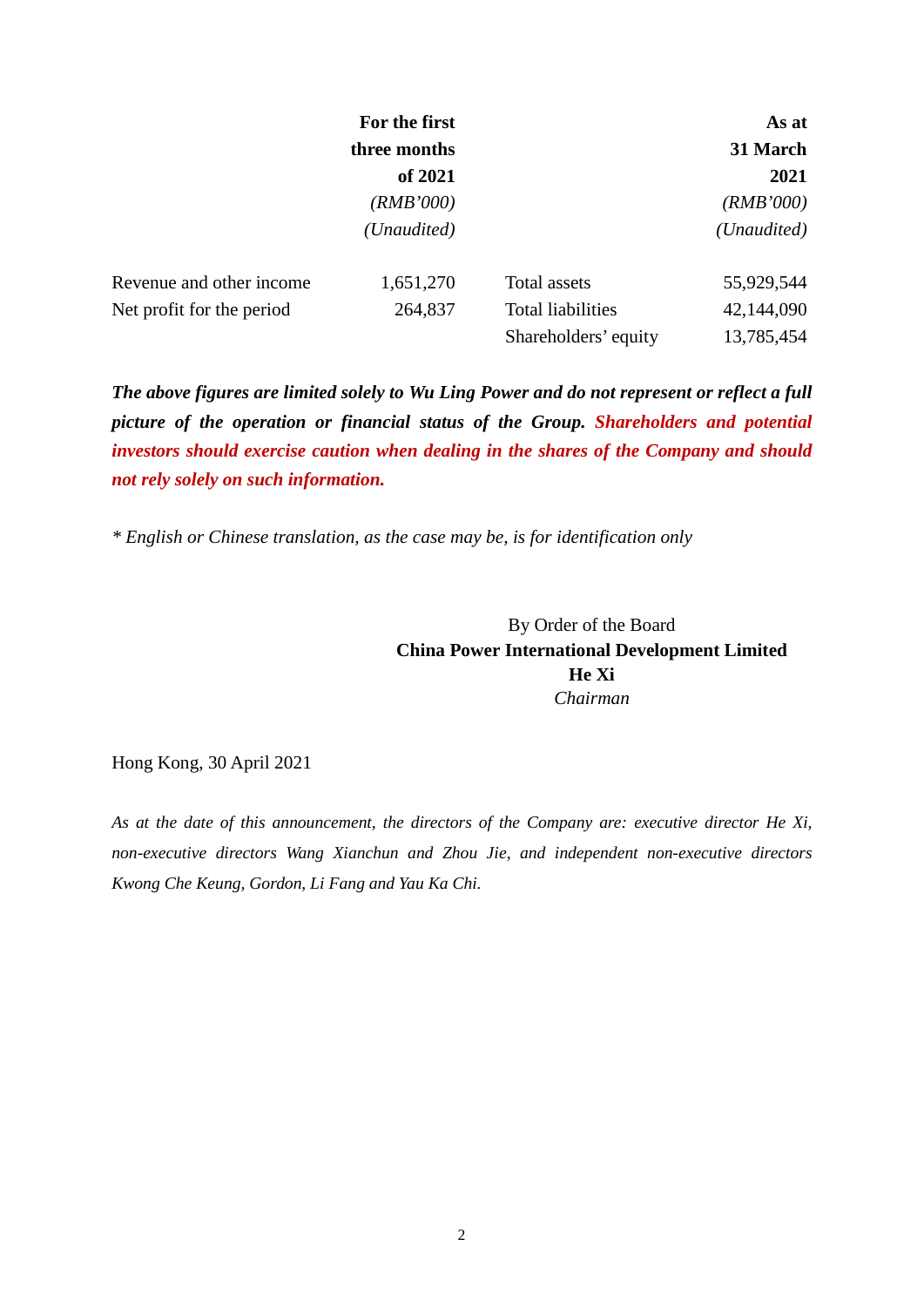| | For the first three months of 2021 *(RMB'000)* *(Unaudited)* | | As at 31 March 2021 *(RMB'000)* *(Unaudited)* |
|---|---|---|---|
| Revenue and other income | 1,651,270 | Total assets | 55,929,544 |
| Net profit for the period | 264,837 | Total liabilities | 42,144,090 |
| | | Shareholders' equity | 13,785,454 |

***The above figures are limited solely to Wu Ling Power and do not represent or reflect a full picture of the operation or financial status of the Group. Shareholders and potential investors should exercise caution when dealing in the shares of the Company and should not rely solely on such information.***

*\* English or Chinese translation, as the case may be, is for identification only*

By Order of the Board
**China Power International Development Limited**
**He Xi**
*Chairman*

Hong Kong, 30 April 2021

*As at the date of this announcement, the directors of the Company are: executive director He Xi, non-executive directors Wang Xianchun and Zhou Jie, and independent non-executive directors Kwong Che Keung, Gordon, Li Fang and Yau Ka Chi.*